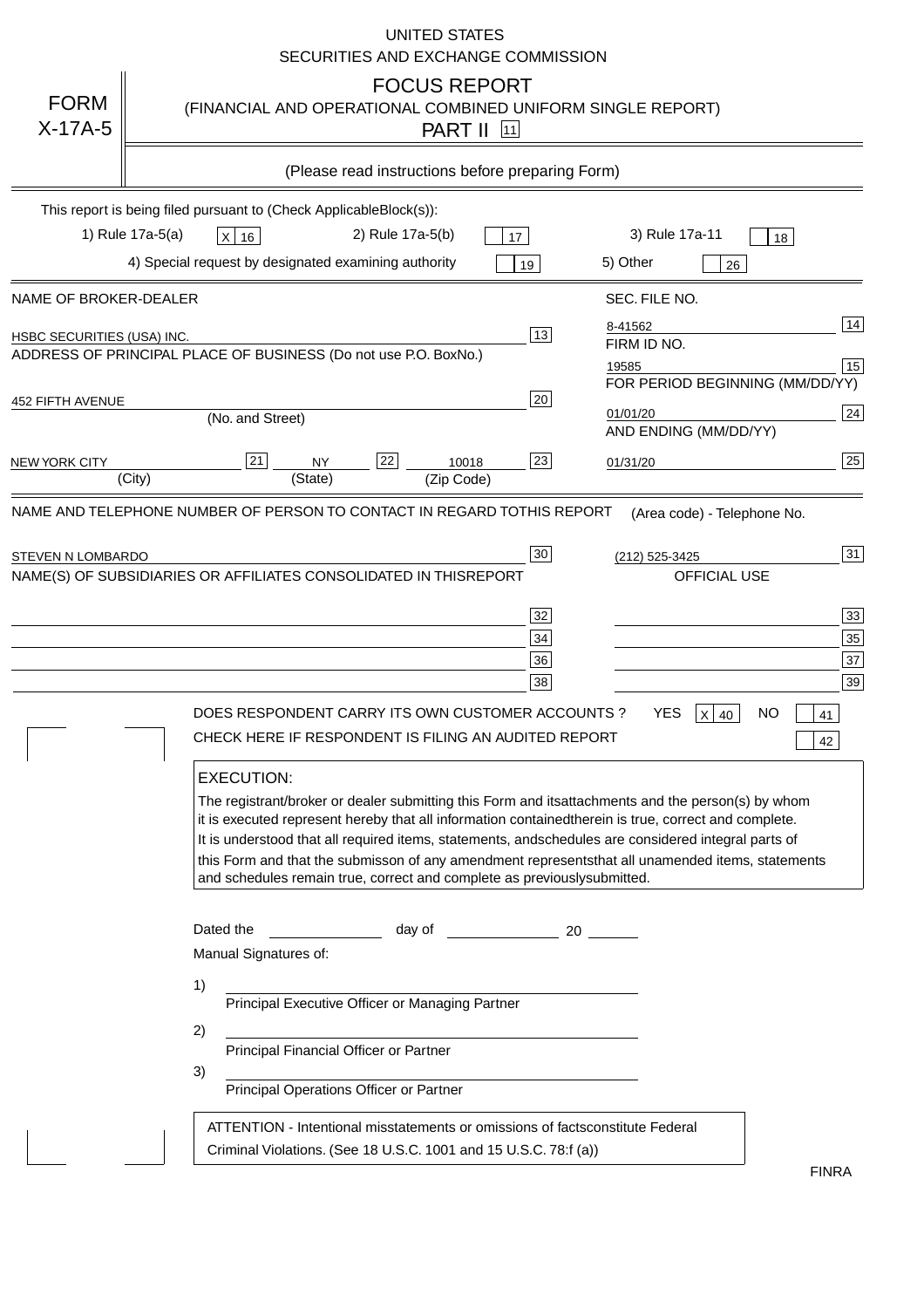UNITED STATES
SECURITIES AND EXCHANGE COMMISSION

# FORM X-17A-5

## FOCUS REPORT
(FINANCIAL AND OPERATIONAL COMBINED UNIFORM SINGLE REPORT)
PART II [11]

(Please read instructions before preparing Form)

This report is being filed pursuant to (Check ApplicableBlock(s)):

1) Rule 17a-5(a) [X] 16 2) Rule 17a-5(b) [ ] 17 3) Rule 17a-11 [ ] 18
4) Special request by designated examining authority [ ] 19 5) Other [ ] 26

| NAME OF BROKER-DEALER | | SEC. FILE NO. | |
|---|---|---|---|
| HSBC SECURITIES (USA) INC. | 13 | 8-41562 | 14 |
| ADDRESS OF PRINCIPAL PLACE OF BUSINESS (Do not use P.O. BoxNo.) | | FIRM ID NO. | |
| | | 19585 | 15 |
| 452 FIFTH AVENUE (No. and Street) | 20 | FOR PERIOD BEGINNING (MM/DD/YY) | |
| | | 01/01/20 | 24 |
| NEW YORK CITY [21] (City) NY [22] (State) 10018 (Zip Code) | 23 | AND ENDING (MM/DD/YY) | |
| | | 01/31/20 | 25 |

NAME AND TELEPHONE NUMBER OF PERSON TO CONTACT IN REGARD TOTHIS REPORT (Area code) - Telephone No.

STEVEN N LOMBARDO [30] (212) 525-3425 [31]

NAME(S) OF SUBSIDIARIES OR AFFILIATES CONSOLIDATED IN THISREPORT — OFFICIAL USE

| | | | |
|---|---|---|---|
| | 32 | | 33 |
| | 34 | | 35 |
| | 36 | | 37 |
| | 38 | | 39 |

DOES RESPONDENT CARRY ITS OWN CUSTOMER ACCOUNTS ? YES [X] 40 NO [ ] 41

CHECK HERE IF RESPONDENT IS FILING AN AUDITED REPORT [ ] 42

**EXECUTION:**

The registrant/broker or dealer submitting this Form and itsattachments and the person(s) by whom it is executed represent hereby that all information containedtherein is true, correct and complete. It is understood that all required items, statements, andschedules are considered integral parts of this Form and that the submisson of any amendment representsthat all unamended items, statements and schedules remain true, correct and complete as previouslysubmitted.

Dated the ______________ day of ______________ 20 ______

Manual Signatures of:

1) ________________________________
Principal Executive Officer or Managing Partner

2) ________________________________
Principal Financial Officer or Partner

3) ________________________________
Principal Operations Officer or Partner

ATTENTION - Intentional misstatements or omissions of factsconstitute Federal Criminal Violations. (See 18 U.S.C. 1001 and 15 U.S.C. 78:f (a))

FINRA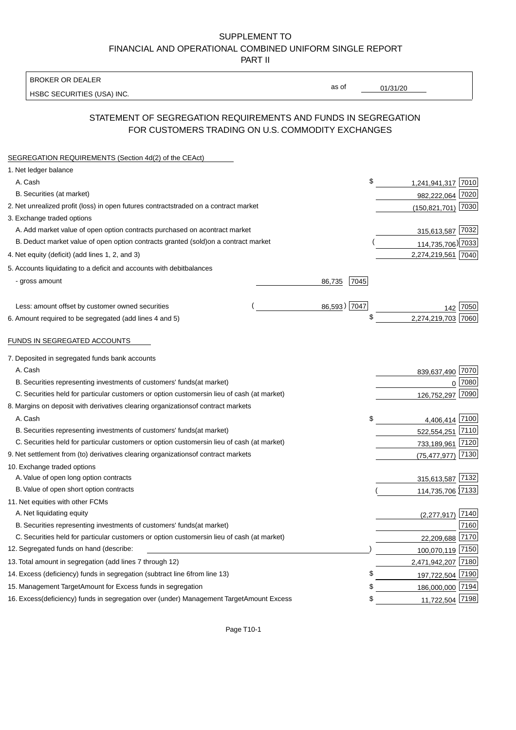SUPPLEMENT TO
FINANCIAL AND OPERATIONAL COMBINED UNIFORM SINGLE REPORT
PART II

BROKER OR DEALER: HSBC SECURITIES (USA) INC.  as of 01/31/20

## STATEMENT OF SEGREGATION REQUIREMENTS AND FUNDS IN SEGREGATION FOR CUSTOMERS TRADING ON U.S. COMMODITY EXCHANGES

SEGREGATION REQUIREMENTS (Section 4d(2) of the CEAct)

| Item | | | Amount | Code |
|---|---|---|---|---|
| 1. Net ledger balance | | | | |
| A. Cash | | | $ 1,241,941,317 | 7010 |
| B. Securities (at market) | | | 982,222,064 | 7020 |
| 2. Net unrealized profit (loss) in open futures contracts traded on a contract market | | | (150,821,701) | 7030 |
| 3. Exchange traded options | | | | |
| A. Add market value of open option contracts purchased on a contract market | | | 315,613,587 | 7032 |
| B. Deduct market value of open option contracts granted (sold) on a contract market | | | (114,735,706) | 7033 |
| 4. Net equity (deficit) (add lines 1, 2, and 3) | | | 2,274,219,561 | 7040 |
| 5. Accounts liquidating to a deficit and accounts with debit balances | | | | |
| - gross amount | 86,735 | 7045 | | |
| Less: amount offset by customer owned securities | (86,593) | 7047 | 142 | 7050 |
| 6. Amount required to be segregated (add lines 4 and 5) | | | $ 2,274,219,703 | 7060 |

FUNDS IN SEGREGATED ACCOUNTS

| Item | Amount | Code |
|---|---|---|
| 7. Deposited in segregated funds bank accounts | | |
| A. Cash | 839,637,490 | 7070 |
| B. Securities representing investments of customers' funds (at market) | 0 | 7080 |
| C. Securities held for particular customers or option customers in lieu of cash (at market) | 126,752,297 | 7090 |
| 8. Margins on deposit with derivatives clearing organizations of contract markets | | |
| A. Cash | $ 4,406,414 | 7100 |
| B. Securities representing investments of customers' funds (at market) | 522,554,251 | 7110 |
| C. Securities held for particular customers or option customers in lieu of cash (at market) | 733,189,961 | 7120 |
| 9. Net settlement from (to) derivatives clearing organizations of contract markets | (75,477,977) | 7130 |
| 10. Exchange traded options | | |
| A. Value of open long option contracts | 315,613,587 | 7132 |
| B. Value of open short option contracts | (114,735,706) | 7133 |
| 11. Net equities with other FCMs | | |
| A. Net liquidating equity | (2,277,917) | 7140 |
| B. Securities representing investments of customers' funds (at market) | | 7160 |
| C. Securities held for particular customers or option customers in lieu of cash (at market) | 22,209,688 | 7170 |
| 12. Segregated funds on hand (describe: ) | 100,070,119 | 7150 |
| 13. Total amount in segregation (add lines 7 through 12) | 2,471,942,207 | 7180 |
| 14. Excess (deficiency) funds in segregation (subtract line 6 from line 13) | $ 197,722,504 | 7190 |
| 15. Management Target Amount for Excess funds in segregation | $ 186,000,000 | 7194 |
| 16. Excess (deficiency) funds in segregation over (under) Management Target Amount Excess | $ 11,722,504 | 7198 |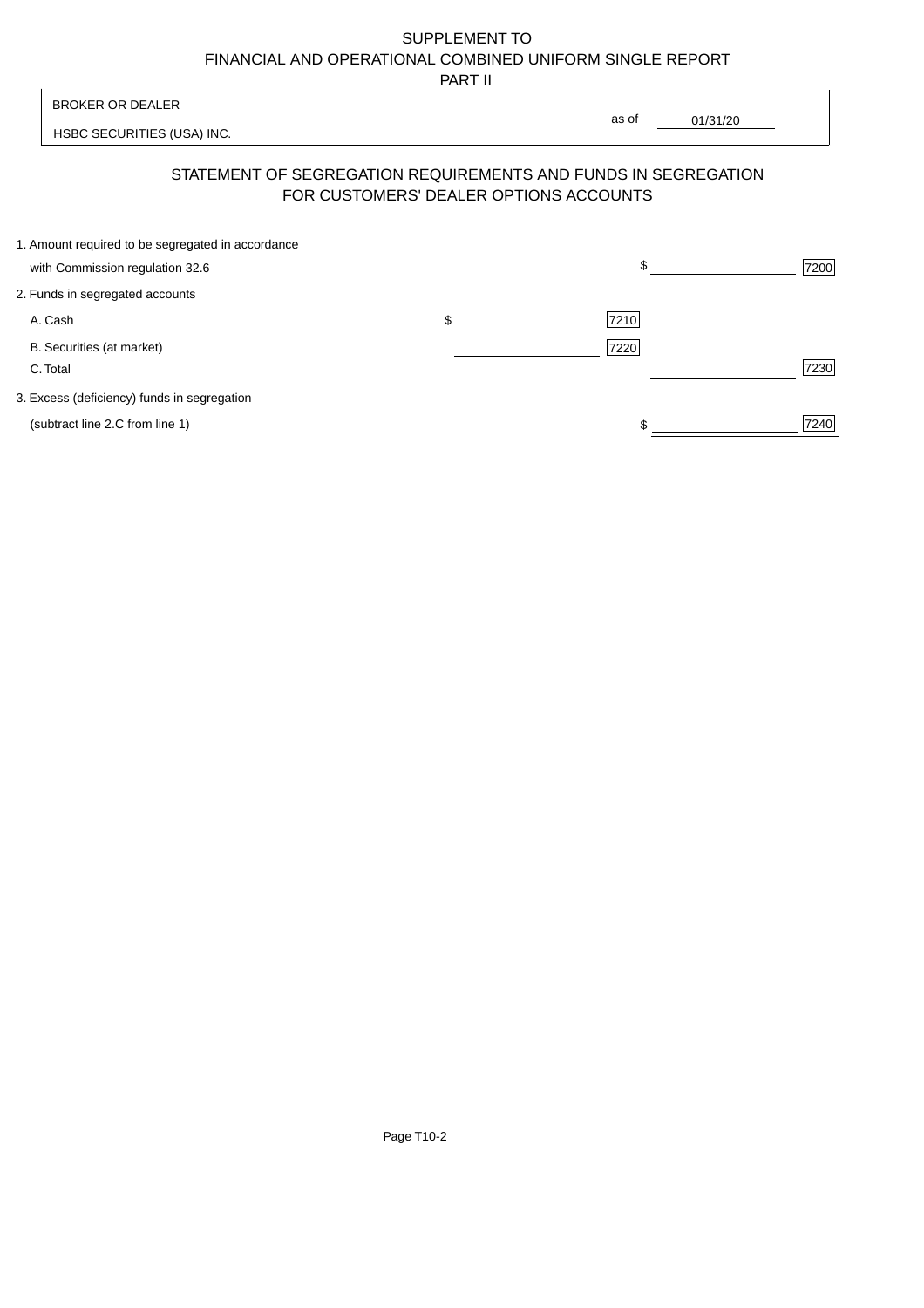SUPPLEMENT TO
FINANCIAL AND OPERATIONAL COMBINED UNIFORM SINGLE REPORT
PART II

| BROKER OR DEALER | |
|---|---|
| HSBC SECURITIES (USA) INC. | as of 01/31/20 |

## STATEMENT OF SEGREGATION REQUIREMENTS AND FUNDS IN SEGREGATION FOR CUSTOMERS' DEALER OPTIONS ACCOUNTS

| | | | | |
|---|---|---|---|---|
| 1. Amount required to be segregated in accordance with Commission regulation 32.6 | | | $ | 7200 |
| 2. Funds in segregated accounts | | | | |
| A. Cash | $ | 7210 | | |
| B. Securities (at market) | | 7220 | | |
| C. Total | | | | 7230 |
| 3. Excess (deficiency) funds in segregation (subtract line 2.C from line 1) | | | $ | 7240 |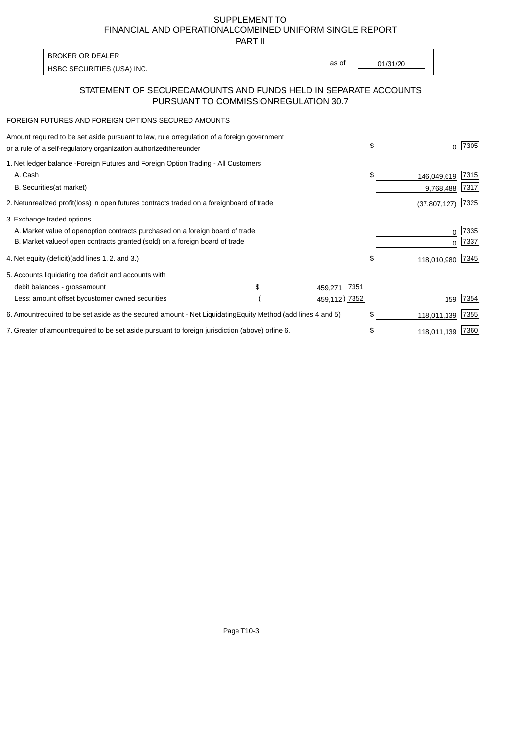SUPPLEMENT TO
FINANCIAL AND OPERATIONAL COMBINED UNIFORM SINGLE REPORT
PART II

| BROKER OR DEALER | | |
|---|---|---|
| HSBC SECURITIES (USA) INC. | as of | 01/31/20 |

## STATEMENT OF SECURED AMOUNTS AND FUNDS HELD IN SEPARATE ACCOUNTS PURSUANT TO COMMISSION REGULATION 30.7

FOREIGN FUTURES AND FOREIGN OPTIONS SECURED AMOUNTS

| | | | | |
|---|---|---|---|---|
| Amount required to be set aside pursuant to law, rule or regulation of a foreign government or a rule of a self-regulatory organization authorized thereunder | | | $ 0 | 7305 |
| 1. Net ledger balance - Foreign Futures and Foreign Option Trading - All Customers | | | | |
| A. Cash | | | $ 146,049,619 | 7315 |
| B. Securities (at market) | | | 9,768,488 | 7317 |
| 2. Net unrealized profit (loss) in open futures contracts traded on a foreign board of trade | | | (37,807,127) | 7325 |
| 3. Exchange traded options | | | | |
| A. Market value of open option contracts purchased on a foreign board of trade | | | 0 | 7335 |
| B. Market value of open contracts granted (sold) on a foreign board of trade | | | 0 | 7337 |
| 4. Net equity (deficit) (add lines 1. 2. and 3.) | | | $ 118,010,980 | 7345 |
| 5. Accounts liquidating to a deficit and accounts with debit balances - gross amount | $ 459,271 | 7351 | | |
| Less: amount offset by customer owned securities | (459,112) | 7352 | 159 | 7354 |
| 6. Amount required to be set aside as the secured amount - Net Liquidating Equity Method (add lines 4 and 5) | | | $ 118,011,139 | 7355 |
| 7. Greater of amount required to be set aside pursuant to foreign jurisdiction (above) or line 6. | | | $ 118,011,139 | 7360 |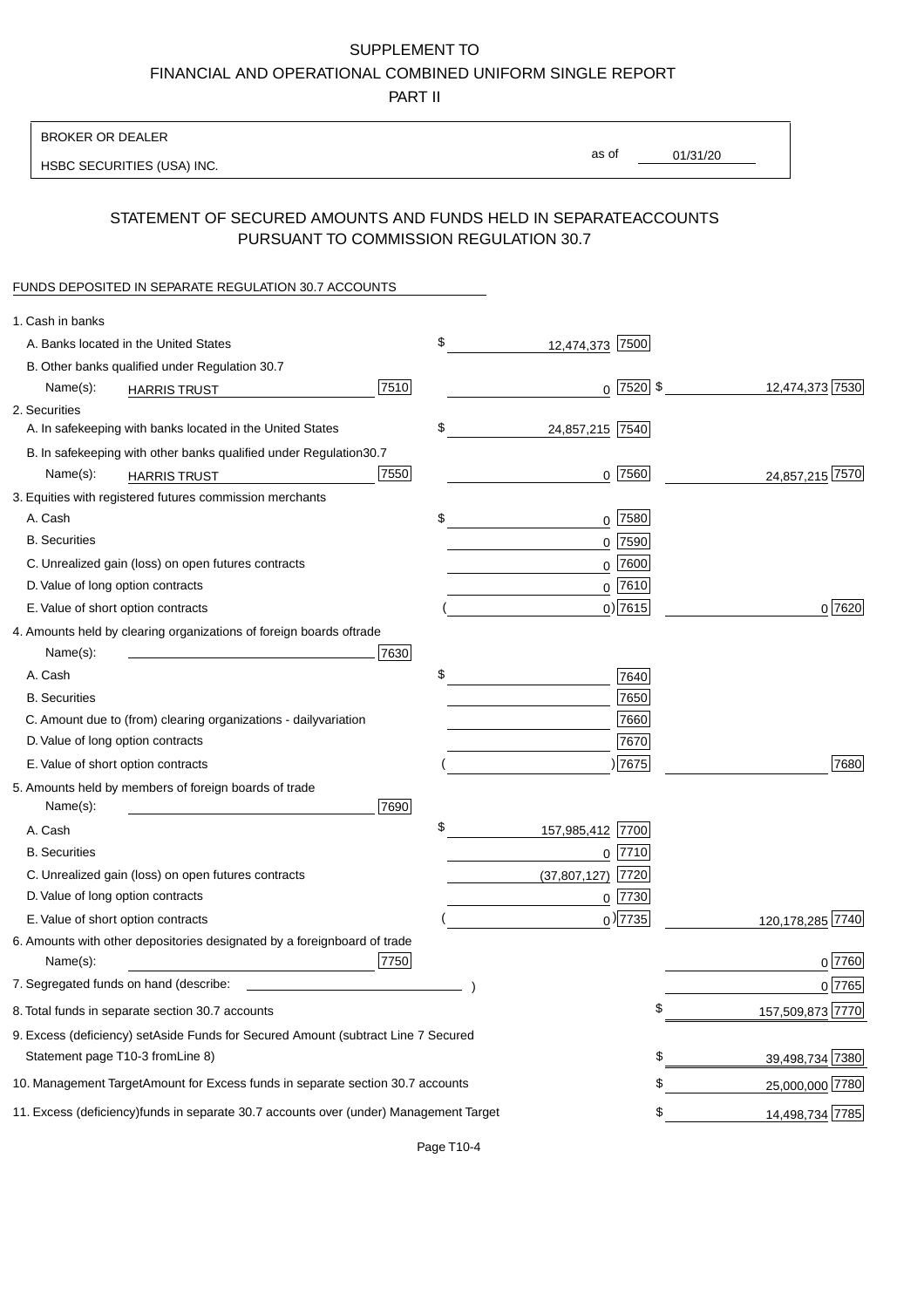SUPPLEMENT TO

FINANCIAL AND OPERATIONAL COMBINED UNIFORM SINGLE REPORT

PART II

BROKER OR DEALER

HSBC SECURITIES (USA) INC.

as of 01/31/20

## STATEMENT OF SECURED AMOUNTS AND FUNDS HELD IN SEPARATE ACCOUNTS PURSUANT TO COMMISSION REGULATION 30.7

FUNDS DEPOSITED IN SEPARATE REGULATION 30.7 ACCOUNTS

| | | | |
|---|---|---|---|
| 1. Cash in banks | | | |
| A. Banks located in the United States | | $ 12,474,373 [7500] | |
| B. Other banks qualified under Regulation 30.7 | | | |
| Name(s): HARRIS TRUST | [7510] | 0 [7520] | $ 12,474,373 [7530] |
| 2. Securities | | | |
| A. In safekeeping with banks located in the United States | | $ 24,857,215 [7540] | |
| B. In safekeeping with other banks qualified under Regulation 30.7 | | | |
| Name(s): HARRIS TRUST | [7550] | 0 [7560] | 24,857,215 [7570] |
| 3. Equities with registered futures commission merchants | | | |
| A. Cash | | $ 0 [7580] | |
| B. Securities | | 0 [7590] | |
| C. Unrealized gain (loss) on open futures contracts | | 0 [7600] | |
| D. Value of long option contracts | | 0 [7610] | |
| E. Value of short option contracts | | ( 0 ) [7615] | 0 [7620] |
| 4. Amounts held by clearing organizations of foreign boards of trade | | | |
| Name(s): | [7630] | | |
| A. Cash | | $ [7640] | |
| B. Securities | | [7650] | |
| C. Amount due to (from) clearing organizations - daily variation | | [7660] | |
| D. Value of long option contracts | | [7670] | |
| E. Value of short option contracts | | ( ) [7675] | [7680] |
| 5. Amounts held by members of foreign boards of trade | | | |
| Name(s): | [7690] | | |
| A. Cash | | $ 157,985,412 [7700] | |
| B. Securities | | 0 [7710] | |
| C. Unrealized gain (loss) on open futures contracts | | (37,807,127) [7720] | |
| D. Value of long option contracts | | 0 [7730] | |
| E. Value of short option contracts | | ( 0 ) [7735] | 120,178,285 [7740] |
| 6. Amounts with other depositories designated by a foreign board of trade | | | |
| Name(s): | [7750] | | 0 [7760] |
| 7. Segregated funds on hand (describe: ) | | | 0 [7765] |
| 8. Total funds in separate section 30.7 accounts | | | $ 157,509,873 [7770] |
| 9. Excess (deficiency) set Aside Funds for Secured Amount (subtract Line 7 Secured Statement page T10-3 from Line 8) | | | $ 39,498,734 [7380] |
| 10. Management Target Amount for Excess funds in separate section 30.7 accounts | | | $ 25,000,000 [7780] |
| 11. Excess (deficiency) funds in separate 30.7 accounts over (under) Management Target | | | $ 14,498,734 [7785] |

Page T10-4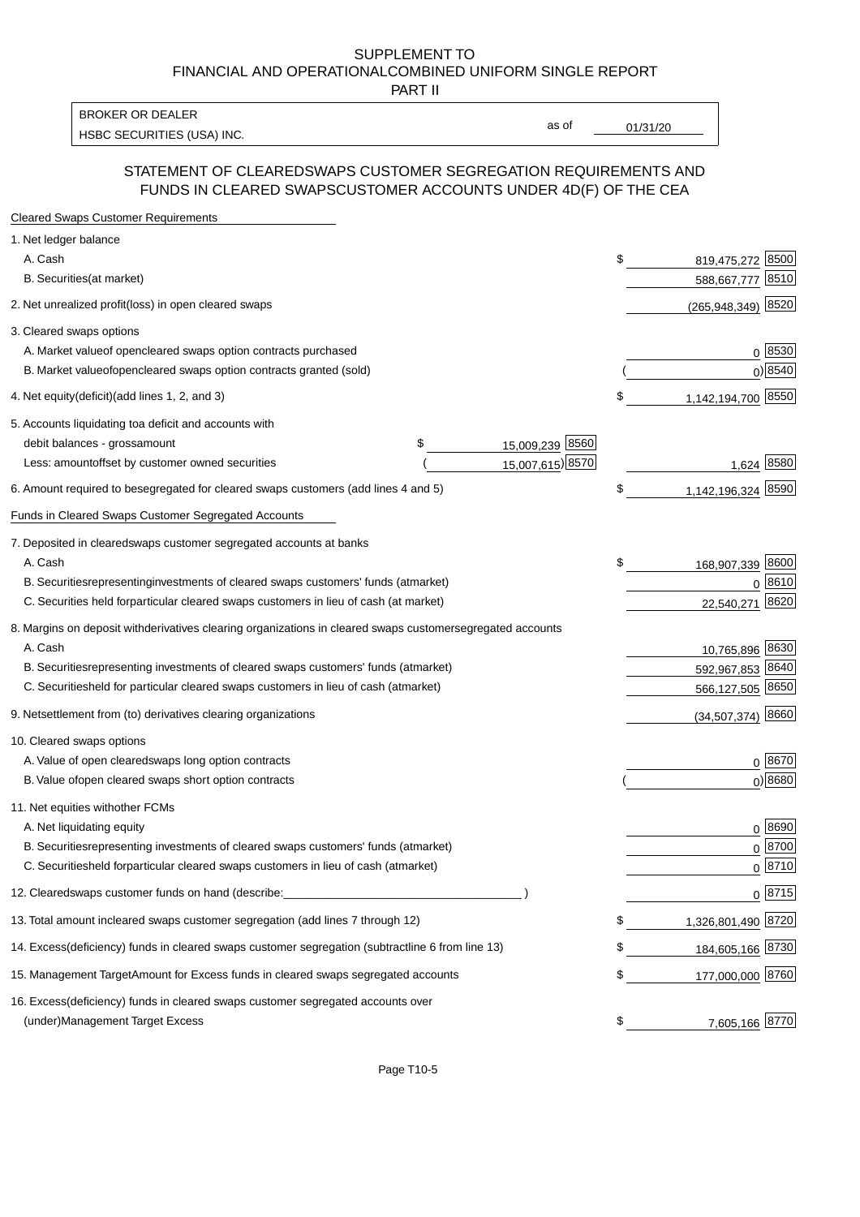SUPPLEMENT TO
FINANCIAL AND OPERATIONALCOMBINED UNIFORM SINGLE REPORT
PART II

BROKER OR DEALER
HSBC SECURITIES (USA) INC.

as of 01/31/20

## STATEMENT OF CLEAREDSWAPS CUSTOMER SEGREGATION REQUIREMENTS AND FUNDS IN CLEARED SWAPSCUSTOMER ACCOUNTS UNDER 4D(F) OF THE CEA

| | | | |
|---|---|---|---|
| **Cleared Swaps Customer Requirements** | | | |
| 1. Net ledger balance | | | |
| A. Cash | | $ 819,475,272 | 8500 |
| B. Securities(at market) | | 588,667,777 | 8510 |
| 2. Net unrealized profit(loss) in open cleared swaps | | (265,948,349) | 8520 |
| 3. Cleared swaps options | | | |
| A. Market valueof opencleared swaps option contracts purchased | | 0 | 8530 |
| B. Market valueofopencleared swaps option contracts granted (sold) | | ( 0) | 8540 |
| 4. Net equity(deficit)(add lines 1, 2, and 3) | | $ 1,142,194,700 | 8550 |
| 5. Accounts liquidating toa deficit and accounts with debit balances - grossamount | $ 15,009,239 8560 | | |
| Less: amountoffset by customer owned securities | ( 15,007,615) 8570 | 1,624 | 8580 |
| 6. Amount required to besegregated for cleared swaps customers (add lines 4 and 5) | | $ 1,142,196,324 | 8590 |
| **Funds in Cleared Swaps Customer Segregated Accounts** | | | |
| 7. Deposited in clearedswaps customer segregated accounts at banks | | | |
| A. Cash | | $ 168,907,339 | 8600 |
| B. Securitiesrepresentinginvestments of cleared swaps customers' funds (atmarket) | | 0 | 8610 |
| C. Securities held forparticular cleared swaps customers in lieu of cash (at market) | | 22,540,271 | 8620 |
| 8. Margins on deposit withderivatives clearing organizations in cleared swaps customersegregated accounts | | | |
| A. Cash | | 10,765,896 | 8630 |
| B. Securitiesrepresenting investments of cleared swaps customers' funds (atmarket) | | 592,967,853 | 8640 |
| C. Securitiesheld for particular cleared swaps customers in lieu of cash (atmarket) | | 566,127,505 | 8650 |
| 9. Netsettlement from (to) derivatives clearing organizations | | (34,507,374) | 8660 |
| 10. Cleared swaps options | | | |
| A. Value of open clearedswaps long option contracts | | 0 | 8670 |
| B. Value ofopen cleared swaps short option contracts | | ( 0) | 8680 |
| 11. Net equities withother FCMs | | | |
| A. Net liquidating equity | | 0 | 8690 |
| B. Securitiesrepresenting investments of cleared swaps customers' funds (atmarket) | | 0 | 8700 |
| C. Securitiesheld forparticular cleared swaps customers in lieu of cash (atmarket) | | 0 | 8710 |
| 12. Clearedswaps customer funds on hand (describe:____________________________________ ) | | 0 | 8715 |
| 13. Total amount incleared swaps customer segregation (add lines 7 through 12) | | $ 1,326,801,490 | 8720 |
| 14. Excess(deficiency) funds in cleared swaps customer segregation (subtractline 6 from line 13) | | $ 184,605,166 | 8730 |
| 15. Management TargetAmount for Excess funds in cleared swaps segregated accounts | | $ 177,000,000 | 8760 |
| 16. Excess(deficiency) funds in cleared swaps customer segregated accounts over (under)Management Target Excess | | $ 7,605,166 | 8770 |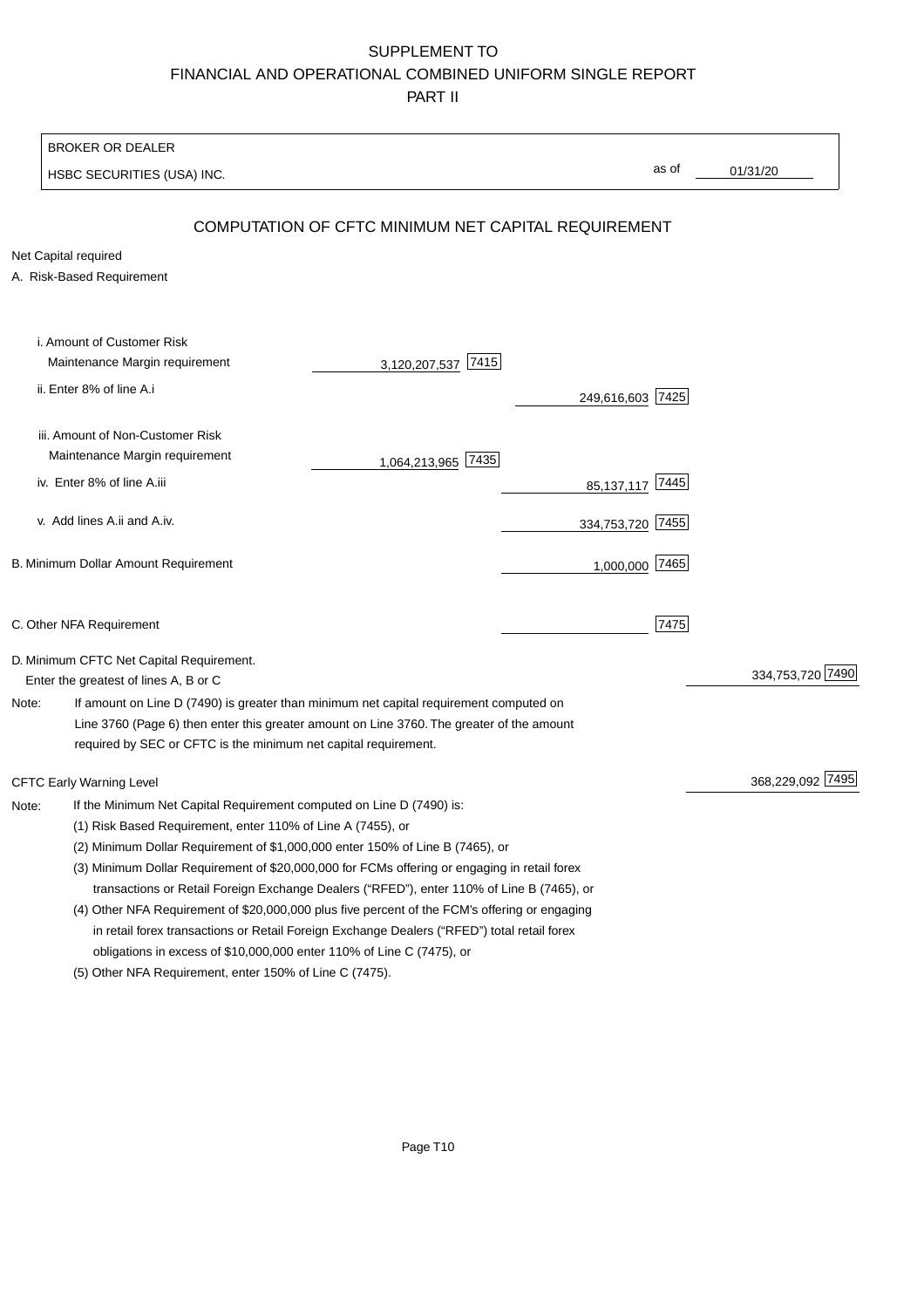# SUPPLEMENT TO
# FINANCIAL AND OPERATIONAL COMBINED UNIFORM SINGLE REPORT
# PART II

| | |
|---|---|
| BROKER OR DEALER | |
| HSBC SECURITIES (USA) INC. | as of 01/31/20 |

## COMPUTATION OF CFTC MINIMUM NET CAPITAL REQUIREMENT

Net Capital required

A. Risk-Based Requirement

| | | | |
|---|---|---|---|
| i. Amount of Customer Risk Maintenance Margin requirement | 3,120,207,537 [7415] | | |
| ii. Enter 8% of line A.i | | 249,616,603 [7425] | |
| iii. Amount of Non-Customer Risk Maintenance Margin requirement | 1,064,213,965 [7435] | | |
| iv. Enter 8% of line A.iii | | 85,137,117 [7445] | |
| v. Add lines A.ii and A.iv. | | 334,753,720 [7455] | |
| B. Minimum Dollar Amount Requirement | | 1,000,000 [7465] | |
| C. Other NFA Requirement | | [7475] | |
| D. Minimum CFTC Net Capital Requirement. Enter the greatest of lines A, B or C | | | 334,753,720 [7490] |

Note: If amount on Line D (7490) is greater than minimum net capital requirement computed on Line 3760 (Page 6) then enter this greater amount on Line 3760. The greater of the amount required by SEC or CFTC is the minimum net capital requirement.

CFTC Early Warning Level — 368,229,092 [7495]

Note: If the Minimum Net Capital Requirement computed on Line D (7490) is:

(1) Risk Based Requirement, enter 110% of Line A (7455), or

(2) Minimum Dollar Requirement of $1,000,000 enter 150% of Line B (7465), or

(3) Minimum Dollar Requirement of $20,000,000 for FCMs offering or engaging in retail forex transactions or Retail Foreign Exchange Dealers ("RFED"), enter 110% of Line B (7465), or

(4) Other NFA Requirement of $20,000,000 plus five percent of the FCM's offering or engaging in retail forex transactions or Retail Foreign Exchange Dealers ("RFED") total retail forex obligations in excess of $10,000,000 enter 110% of Line C (7475), or

(5) Other NFA Requirement, enter 150% of Line C (7475).